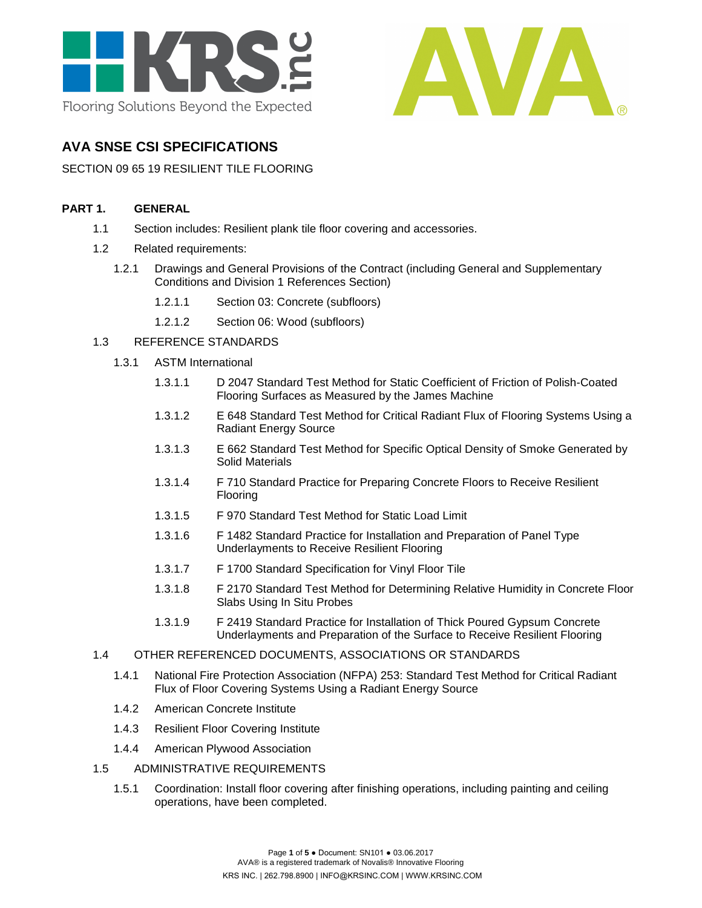# AVA SNSE CSI SPECIFICATIONS

SECTION 09 65 19 RESILIENT TILE FLOORING

## PART 1. GENERAL

1.1 Section includes: Resilient plank tile floor covering and accessories.

1.2 Related requirements:

1.2.1 Drawings and General Provisions of the Contract (including General and Supplementary Conditions and Division 1 References Section)

1.2.1.1 Section 03: Concrete (subfloors)

1.2.1.2 Section 06: Wood (subfloors)

1.3 REFERENCE STANDARDS

1.3.1 ASTM International

1.3.1.1 D 2047 Standard Test Method for Static Coefficient of Friction of Polish-Coated Flooring Surfaces as Measured by the James Machine

1.3.1.2 E 648 Standard Test Method for Critical Radiant Flux of Flooring Systems Using a Radiant Energy Source

1.3.1.3 E 662 Standard Test Method for Specific Optical Density of Smoke Generated by Solid Materials

1.3.1.4 F 710 Standard Practice for Preparing Concrete Floors to Receive Resilient Flooring

1.3.1.5 F 970 Standard Test Method for Static Load Limit

1.3.1.6 F 1482 Standard Practice for Installation and Preparation of Panel Type Underlayments to Receive Resilient Flooring

1.3.1.7 F 1700 Standard Specification for Vinyl Floor Tile

1.3.1.8 F 2170 Standard Test Method for Determining Relative Humidity in Concrete Floor Slabs Using In Situ Probes

1.3.1.9 F 2419 Standard Practice for Installation of Thick Poured Gypsum Concrete Underlayments and Preparation of the Surface to Receive Resilient Flooring

1.4 OTHER REFERENCED DOCUMENTS, ASSOCIATIONS OR STANDARDS

1.4.1 National Fire Protection Association (NFPA) 253: Standard Test Method for Critical Radiant Flux of Floor Covering Systems Using a Radiant Energy Source

1.4.2 American Concrete Institute

1.4.3 Resilient Floor Covering Institute

1.4.4 American Plywood Association

1.5 ADMINISTRATIVE REQUIREMENTS

1.5.1 Coordination: Install floor covering after finishing operations, including painting and ceiling operations, have been completed.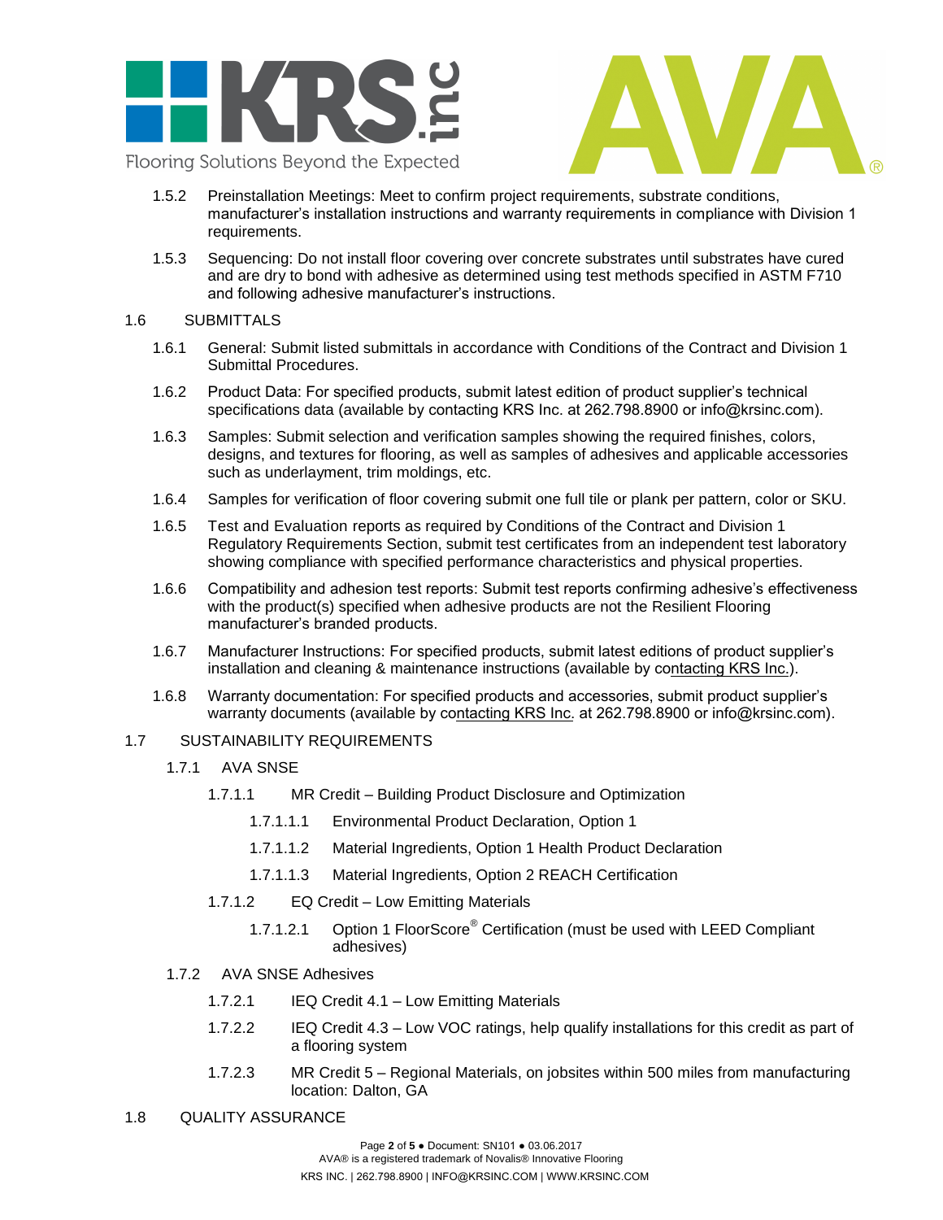1.5.2 Preinstallation Meetings: Meet to confirm project requirements, substrate conditions, manufacturer's installation instructions and warranty requirements in compliance with Division 1 requirements.

1.5.3 Sequencing: Do not install floor covering over concrete substrates until substrates have cured and are dry to bond with adhesive as determined using test methods specified in ASTM F710 and following adhesive manufacturer's instructions.

1.6 SUBMITTALS

1.6.1 General: Submit listed submittals in accordance with Conditions of the Contract and Division 1 Submittal Procedures.

1.6.2 Product Data: For specified products, submit latest edition of product supplier's technical specifications data (available by contacting KRS Inc. at 262.798.8900 or info@krsinc.com).

1.6.3 Samples: Submit selection and verification samples showing the required finishes, colors, designs, and textures for flooring, as well as samples of adhesives and applicable accessories such as underlayment, trim moldings, etc.

1.6.4 Samples for verification of floor covering submit one full tile or plank per pattern, color or SKU.

1.6.5 Test and Evaluation reports as required by Conditions of the Contract and Division 1 Regulatory Requirements Section, submit test certificates from an independent test laboratory showing compliance with specified performance characteristics and physical properties.

1.6.6 Compatibility and adhesion test reports: Submit test reports confirming adhesive's effectiveness with the product(s) specified when adhesive products are not the Resilient Flooring manufacturer's branded products.

1.6.7 Manufacturer Instructions: For specified products, submit latest editions of product supplier's installation and cleaning & maintenance instructions (available by contacting KRS Inc.).

1.6.8 Warranty documentation: For specified products and accessories, submit product supplier's warranty documents (available by contacting KRS Inc. at 262.798.8900 or info@krsinc.com).

1.7 SUSTAINABILITY REQUIREMENTS

1.7.1 AVA SNSE

1.7.1.1 MR Credit – Building Product Disclosure and Optimization

1.7.1.1.1 Environmental Product Declaration, Option 1

1.7.1.1.2 Material Ingredients, Option 1 Health Product Declaration

1.7.1.1.3 Material Ingredients, Option 2 REACH Certification

1.7.1.2 EQ Credit – Low Emitting Materials

1.7.1.2.1 Option 1 FloorScore® Certification (must be used with LEED Compliant adhesives)

1.7.2 AVA SNSE Adhesives

1.7.2.1 IEQ Credit 4.1 – Low Emitting Materials

1.7.2.2 IEQ Credit 4.3 – Low VOC ratings, help qualify installations for this credit as part of a flooring system

1.7.2.3 MR Credit 5 – Regional Materials, on jobsites within 500 miles from manufacturing location: Dalton, GA

1.8 QUALITY ASSURANCE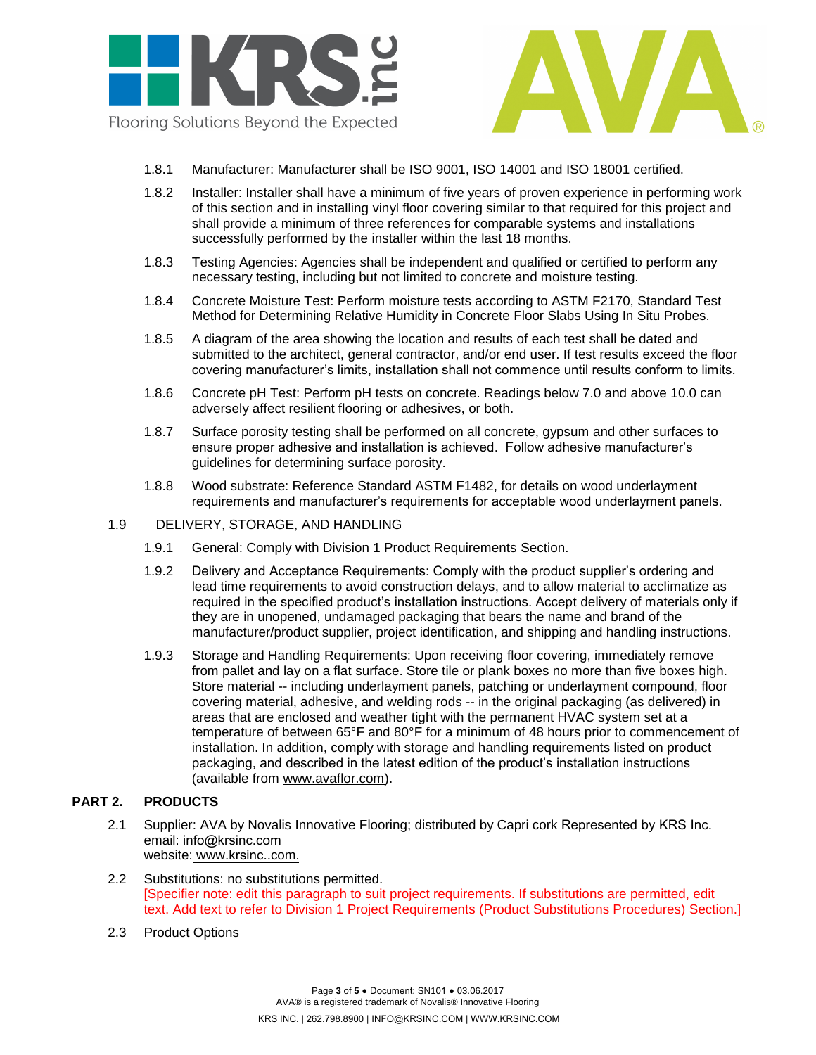1.8.1 Manufacturer: Manufacturer shall be ISO 9001, ISO 14001 and ISO 18001 certified.

1.8.2 Installer: Installer shall have a minimum of five years of proven experience in performing work of this section and in installing vinyl floor covering similar to that required for this project and shall provide a minimum of three references for comparable systems and installations successfully performed by the installer within the last 18 months.

1.8.3 Testing Agencies: Agencies shall be independent and qualified or certified to perform any necessary testing, including but not limited to concrete and moisture testing.

1.8.4 Concrete Moisture Test: Perform moisture tests according to ASTM F2170, Standard Test Method for Determining Relative Humidity in Concrete Floor Slabs Using In Situ Probes.

1.8.5 A diagram of the area showing the location and results of each test shall be dated and submitted to the architect, general contractor, and/or end user. If test results exceed the floor covering manufacturer's limits, installation shall not commence until results conform to limits.

1.8.6 Concrete pH Test: Perform pH tests on concrete. Readings below 7.0 and above 10.0 can adversely affect resilient flooring or adhesives, or both.

1.8.7 Surface porosity testing shall be performed on all concrete, gypsum and other surfaces to ensure proper adhesive and installation is achieved. Follow adhesive manufacturer's guidelines for determining surface porosity.

1.8.8 Wood substrate: Reference Standard ASTM F1482, for details on wood underlayment requirements and manufacturer's requirements for acceptable wood underlayment panels.

1.9 DELIVERY, STORAGE, AND HANDLING

1.9.1 General: Comply with Division 1 Product Requirements Section.

1.9.2 Delivery and Acceptance Requirements: Comply with the product supplier's ordering and lead time requirements to avoid construction delays, and to allow material to acclimatize as required in the specified product's installation instructions. Accept delivery of materials only if they are in unopened, undamaged packaging that bears the name and brand of the manufacturer/product supplier, project identification, and shipping and handling instructions.

1.9.3 Storage and Handling Requirements: Upon receiving floor covering, immediately remove from pallet and lay on a flat surface. Store tile or plank boxes no more than five boxes high. Store material -- including underlayment panels, patching or underlayment compound, floor covering material, adhesive, and welding rods -- in the original packaging (as delivered) in areas that are enclosed and weather tight with the permanent HVAC system set at a temperature of between 65°F and 80°F for a minimum of 48 hours prior to commencement of installation. In addition, comply with storage and handling requirements listed on product packaging, and described in the latest edition of the product's installation instructions (available from www.avaflor.com).

## PART 2. PRODUCTS

2.1 Supplier: AVA by Novalis Innovative Flooring; distributed by Capri cork Represented by KRS Inc.
email: info@krsinc.com
website: www.krsinc..com.

2.2 Substitutions: no substitutions permitted.
[Specifier note: edit this paragraph to suit project requirements. If substitutions are permitted, edit text. Add text to refer to Division 1 Project Requirements (Product Substitutions Procedures) Section.]

2.3 Product Options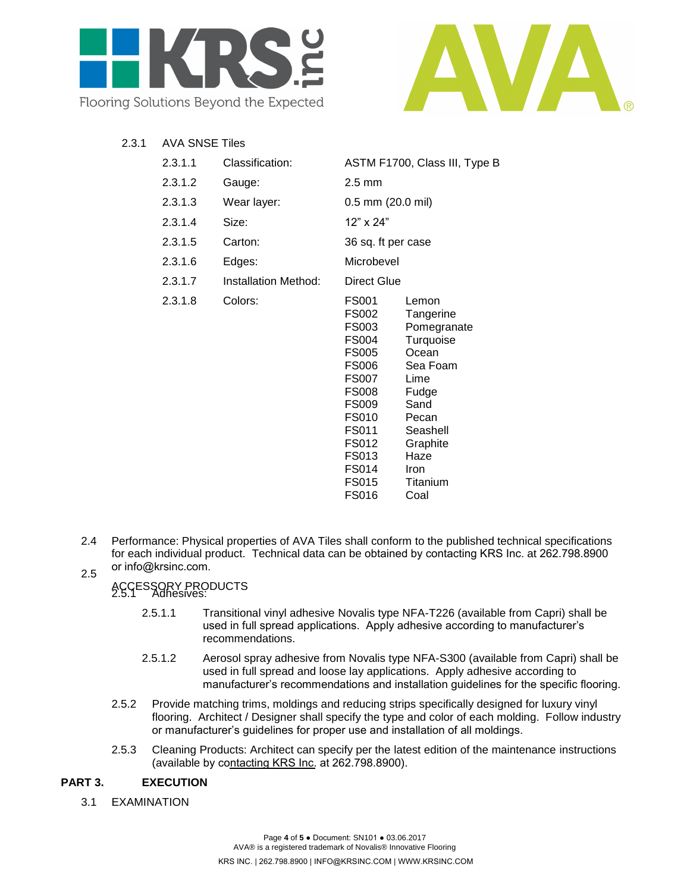2.3.1 AVA SNSE Tiles

| | | |
|---|---|---|
| 2.3.1.1 | Classification: | ASTM F1700, Class III, Type B |
| 2.3.1.2 | Gauge: | 2.5 mm |
| 2.3.1.3 | Wear layer: | 0.5 mm (20.0 mil) |
| 2.3.1.4 | Size: | 12" x 24" |
| 2.3.1.5 | Carton: | 36 sq. ft per case |
| 2.3.1.6 | Edges: | Microbevel |
| 2.3.1.7 | Installation Method: | Direct Glue |
| 2.3.1.8 | Colors: | FS001 Lemon<br>FS002 Tangerine<br>FS003 Pomegranate<br>FS004 Turquoise<br>FS005 Ocean<br>FS006 Sea Foam<br>FS007 Lime<br>FS008 Fudge<br>FS009 Sand<br>FS010 Pecan<br>FS011 Seashell<br>FS012 Graphite<br>FS013 Haze<br>FS014 Iron<br>FS015 Titanium<br>FS016 Coal |

2.4 Performance: Physical properties of AVA Tiles shall conform to the published technical specifications for each individual product. Technical data can be obtained by contacting KRS Inc. at 262.798.8900 or info@krsinc.com.

2.5 ACCESSORY PRODUCTS

2.5.1 Adhesives:

2.5.1.1 Transitional vinyl adhesive Novalis type NFA-T226 (available from Capri) shall be used in full spread applications. Apply adhesive according to manufacturer's recommendations.

2.5.1.2 Aerosol spray adhesive from Novalis type NFA-S300 (available from Capri) shall be used in full spread and loose lay applications. Apply adhesive according to manufacturer's recommendations and installation guidelines for the specific flooring.

2.5.2 Provide matching trims, moldings and reducing strips specifically designed for luxury vinyl flooring. Architect / Designer shall specify the type and color of each molding. Follow industry or manufacturer's guidelines for proper use and installation of all moldings.

2.5.3 Cleaning Products: Architect can specify per the latest edition of the maintenance instructions (available by contacting KRS Inc. at 262.798.8900).

## PART 3. EXECUTION

3.1 EXAMINATION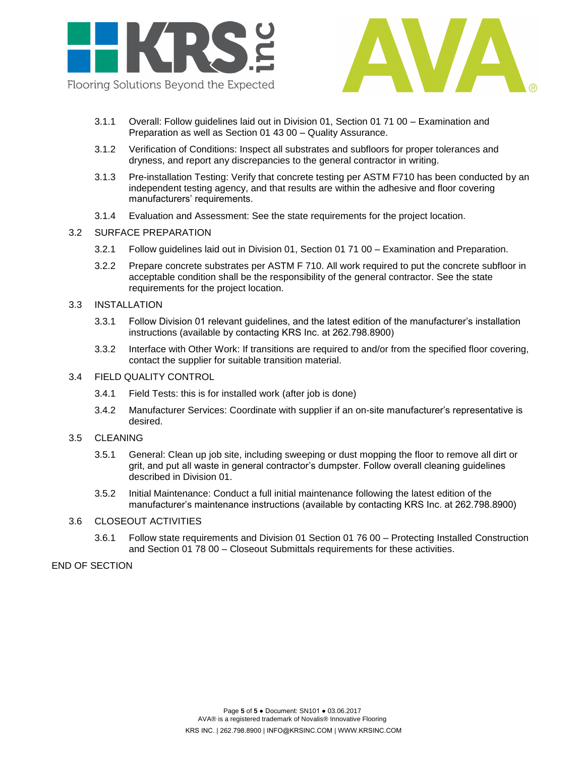3.1.1 Overall: Follow guidelines laid out in Division 01, Section 01 71 00 – Examination and Preparation as well as Section 01 43 00 – Quality Assurance.

3.1.2 Verification of Conditions: Inspect all substrates and subfloors for proper tolerances and dryness, and report any discrepancies to the general contractor in writing.

3.1.3 Pre-installation Testing: Verify that concrete testing per ASTM F710 has been conducted by an independent testing agency, and that results are within the adhesive and floor covering manufacturers' requirements.

3.1.4 Evaluation and Assessment: See the state requirements for the project location.

3.2 SURFACE PREPARATION

3.2.1 Follow guidelines laid out in Division 01, Section 01 71 00 – Examination and Preparation.

3.2.2 Prepare concrete substrates per ASTM F 710. All work required to put the concrete subfloor in acceptable condition shall be the responsibility of the general contractor. See the state requirements for the project location.

3.3 INSTALLATION

3.3.1 Follow Division 01 relevant guidelines, and the latest edition of the manufacturer's installation instructions (available by contacting KRS Inc. at 262.798.8900)

3.3.2 Interface with Other Work: If transitions are required to and/or from the specified floor covering, contact the supplier for suitable transition material.

3.4 FIELD QUALITY CONTROL

3.4.1 Field Tests: this is for installed work (after job is done)

3.4.2 Manufacturer Services: Coordinate with supplier if an on-site manufacturer's representative is desired.

3.5 CLEANING

3.5.1 General: Clean up job site, including sweeping or dust mopping the floor to remove all dirt or grit, and put all waste in general contractor's dumpster. Follow overall cleaning guidelines described in Division 01.

3.5.2 Initial Maintenance: Conduct a full initial maintenance following the latest edition of the manufacturer's maintenance instructions (available by contacting KRS Inc. at 262.798.8900)

3.6 CLOSEOUT ACTIVITIES

3.6.1 Follow state requirements and Division 01 Section 01 76 00 – Protecting Installed Construction and Section 01 78 00 – Closeout Submittals requirements for these activities.

END OF SECTION